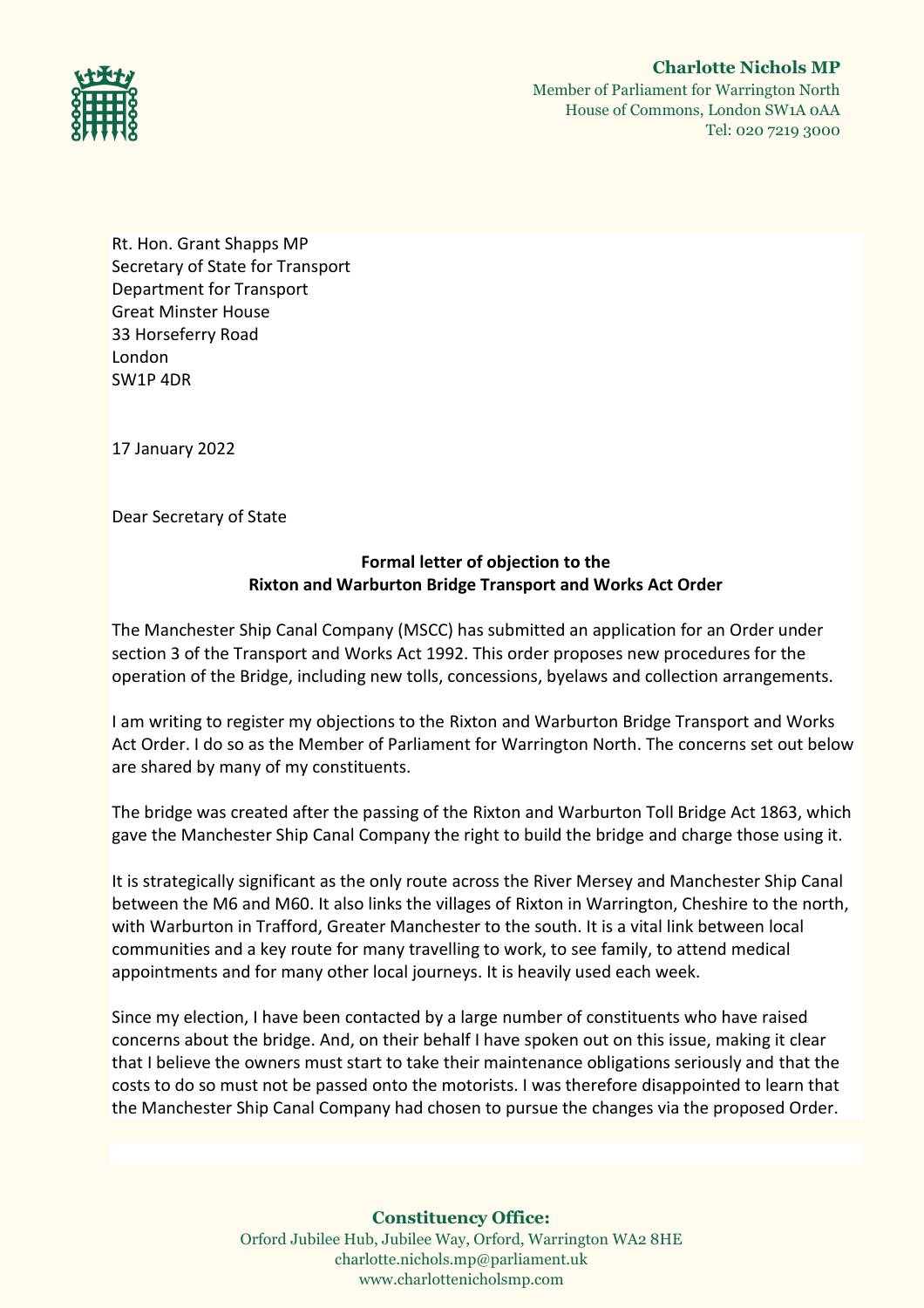**Charlotte Nichols MP**
Member of Parliament for Warrington North
House of Commons, London SW1A 0AA
Tel: 020 7219 3000

Rt. Hon. Grant Shapps MP
Secretary of State for Transport
Department for Transport
Great Minster House
33 Horseferry Road
London
SW1P 4DR

17 January 2022

Dear Secretary of State

**Formal letter of objection to the**
**Rixton and Warburton Bridge Transport and Works Act Order**

The Manchester Ship Canal Company (MSCC) has submitted an application for an Order under section 3 of the Transport and Works Act 1992. This order proposes new procedures for the operation of the Bridge, including new tolls, concessions, byelaws and collection arrangements.

I am writing to register my objections to the Rixton and Warburton Bridge Transport and Works Act Order. I do so as the Member of Parliament for Warrington North. The concerns set out below are shared by many of my constituents.

The bridge was created after the passing of the Rixton and Warburton Toll Bridge Act 1863, which gave the Manchester Ship Canal Company the right to build the bridge and charge those using it.

It is strategically significant as the only route across the River Mersey and Manchester Ship Canal between the M6 and M60. It also links the villages of Rixton in Warrington, Cheshire to the north, with Warburton in Trafford, Greater Manchester to the south. It is a vital link between local communities and a key route for many travelling to work, to see family, to attend medical appointments and for many other local journeys. It is heavily used each week.

Since my election, I have been contacted by a large number of constituents who have raised concerns about the bridge. And, on their behalf I have spoken out on this issue, making it clear that I believe the owners must start to take their maintenance obligations seriously and that the costs to do so must not be passed onto the motorists. I was therefore disappointed to learn that the Manchester Ship Canal Company had chosen to pursue the changes via the proposed Order.

**Constituency Office:**
Orford Jubilee Hub, Jubilee Way, Orford, Warrington WA2 8HE
charlotte.nichols.mp@parliament.uk
www.charlottenicholsmp.com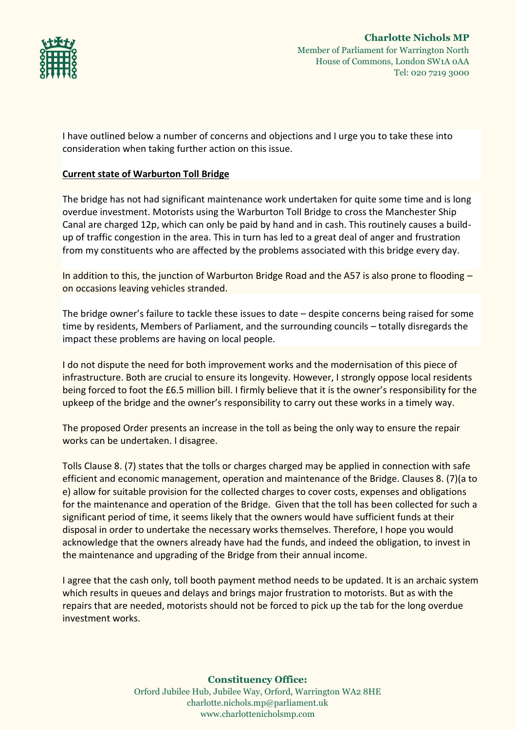I have outlined below a number of concerns and objections and I urge you to take these into consideration when taking further action on this issue.

**Current state of Warburton Toll Bridge**

The bridge has not had significant maintenance work undertaken for quite some time and is long overdue investment. Motorists using the Warburton Toll Bridge to cross the Manchester Ship Canal are charged 12p, which can only be paid by hand and in cash. This routinely causes a build-up of traffic congestion in the area. This in turn has led to a great deal of anger and frustration from my constituents who are affected by the problems associated with this bridge every day.

In addition to this, the junction of Warburton Bridge Road and the A57 is also prone to flooding – on occasions leaving vehicles stranded.

The bridge owner's failure to tackle these issues to date – despite concerns being raised for some time by residents, Members of Parliament, and the surrounding councils – totally disregards the impact these problems are having on local people.

I do not dispute the need for both improvement works and the modernisation of this piece of infrastructure. Both are crucial to ensure its longevity. However, I strongly oppose local residents being forced to foot the £6.5 million bill. I firmly believe that it is the owner's responsibility for the upkeep of the bridge and the owner's responsibility to carry out these works in a timely way.

The proposed Order presents an increase in the toll as being the only way to ensure the repair works can be undertaken. I disagree.

Tolls Clause 8. (7) states that the tolls or charges charged may be applied in connection with safe efficient and economic management, operation and maintenance of the Bridge. Clauses 8. (7)(a to e) allow for suitable provision for the collected charges to cover costs, expenses and obligations for the maintenance and operation of the Bridge. Given that the toll has been collected for such a significant period of time, it seems likely that the owners would have sufficient funds at their disposal in order to undertake the necessary works themselves. Therefore, I hope you would acknowledge that the owners already have had the funds, and indeed the obligation, to invest in the maintenance and upgrading of the Bridge from their annual income.

I agree that the cash only, toll booth payment method needs to be updated. It is an archaic system which results in queues and delays and brings major frustration to motorists. But as with the repairs that are needed, motorists should not be forced to pick up the tab for the long overdue investment works.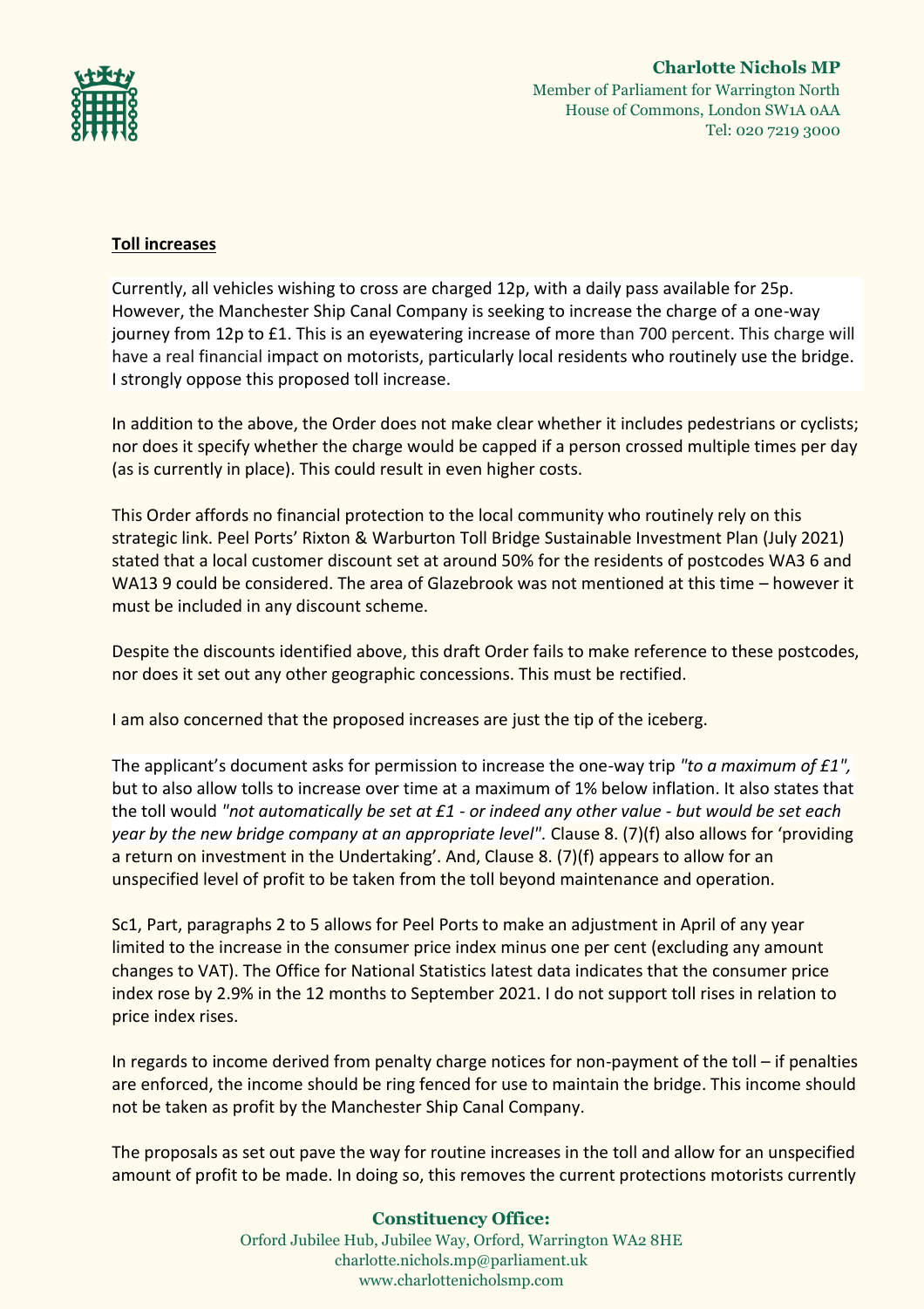**Charlotte Nichols MP**
Member of Parliament for Warrington North
House of Commons, London SW1A 0AA
Tel: 020 7219 3000

**Toll increases**

Currently, all vehicles wishing to cross are charged 12p, with a daily pass available for 25p. However, the Manchester Ship Canal Company is seeking to increase the charge of a one-way journey from 12p to £1. This is an eyewatering increase of more than 700 percent. This charge will have a real financial impact on motorists, particularly local residents who routinely use the bridge. I strongly oppose this proposed toll increase.

In addition to the above, the Order does not make clear whether it includes pedestrians or cyclists; nor does it specify whether the charge would be capped if a person crossed multiple times per day (as is currently in place). This could result in even higher costs.

This Order affords no financial protection to the local community who routinely rely on this strategic link. Peel Ports' Rixton & Warburton Toll Bridge Sustainable Investment Plan (July 2021) stated that a local customer discount set at around 50% for the residents of postcodes WA3 6 and WA13 9 could be considered. The area of Glazebrook was not mentioned at this time – however it must be included in any discount scheme.

Despite the discounts identified above, this draft Order fails to make reference to these postcodes, nor does it set out any other geographic concessions. This must be rectified.

I am also concerned that the proposed increases are just the tip of the iceberg.

The applicant's document asks for permission to increase the one-way trip *"to a maximum of £1",* but to also allow tolls to increase over time at a maximum of 1% below inflation. It also states that the toll would *"not automatically be set at £1 - or indeed any other value - but would be set each year by the new bridge company at an appropriate level".* Clause 8. (7)(f) also allows for 'providing a return on investment in the Undertaking'. And, Clause 8. (7)(f) appears to allow for an unspecified level of profit to be taken from the toll beyond maintenance and operation.

Sc1, Part, paragraphs 2 to 5 allows for Peel Ports to make an adjustment in April of any year limited to the increase in the consumer price index minus one per cent (excluding any amount changes to VAT). The Office for National Statistics latest data indicates that the consumer price index rose by 2.9% in the 12 months to September 2021. I do not support toll rises in relation to price index rises.

In regards to income derived from penalty charge notices for non-payment of the toll – if penalties are enforced, the income should be ring fenced for use to maintain the bridge. This income should not be taken as profit by the Manchester Ship Canal Company.

The proposals as set out pave the way for routine increases in the toll and allow for an unspecified amount of profit to be made. In doing so, this removes the current protections motorists currently

**Constituency Office:**
Orford Jubilee Hub, Jubilee Way, Orford, Warrington WA2 8HE
charlotte.nichols.mp@parliament.uk
www.charlottenicholsmp.com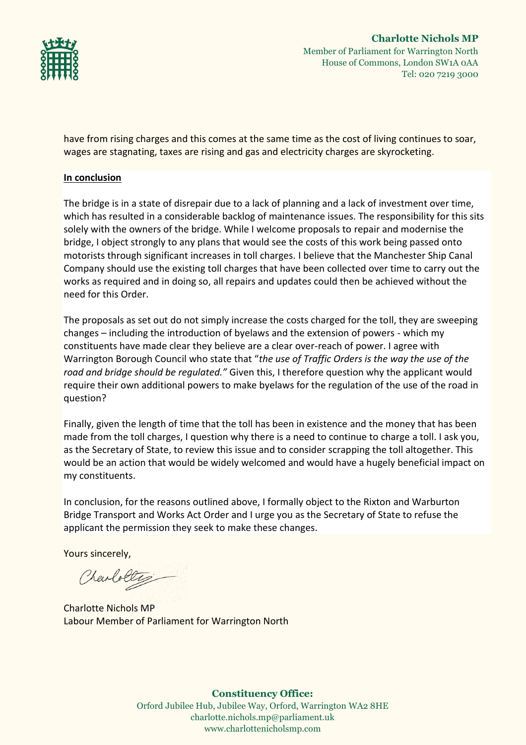have from rising charges and this comes at the same time as the cost of living continues to soar, wages are stagnating, taxes are rising and gas and electricity charges are skyrocketing.

**In conclusion**

The bridge is in a state of disrepair due to a lack of planning and a lack of investment over time, which has resulted in a considerable backlog of maintenance issues. The responsibility for this sits solely with the owners of the bridge. While I welcome proposals to repair and modernise the bridge, I object strongly to any plans that would see the costs of this work being passed onto motorists through significant increases in toll charges. I believe that the Manchester Ship Canal Company should use the existing toll charges that have been collected over time to carry out the works as required and in doing so, all repairs and updates could then be achieved without the need for this Order.

The proposals as set out do not simply increase the costs charged for the toll, they are sweeping changes – including the introduction of byelaws and the extension of powers - which my constituents have made clear they believe are a clear over-reach of power. I agree with Warrington Borough Council who state that "*the use of Traffic Orders is the way the use of the road and bridge should be regulated.*" Given this, I therefore question why the applicant would require their own additional powers to make byelaws for the regulation of the use of the road in question?

Finally, given the length of time that the toll has been in existence and the money that has been made from the toll charges, I question why there is a need to continue to charge a toll. I ask you, as the Secretary of State, to review this issue and to consider scrapping the toll altogether. This would be an action that would be widely welcomed and would have a hugely beneficial impact on my constituents.

In conclusion, for the reasons outlined above, I formally object to the Rixton and Warburton Bridge Transport and Works Act Order and I urge you as the Secretary of State to refuse the applicant the permission they seek to make these changes.

Yours sincerely,

Charlotte

Charlotte Nichols MP
Labour Member of Parliament for Warrington North

**Constituency Office:**
Orford Jubilee Hub, Jubilee Way, Orford, Warrington WA2 8HE
charlotte.nichols.mp@parliament.uk
www.charlottenicholsmp.com